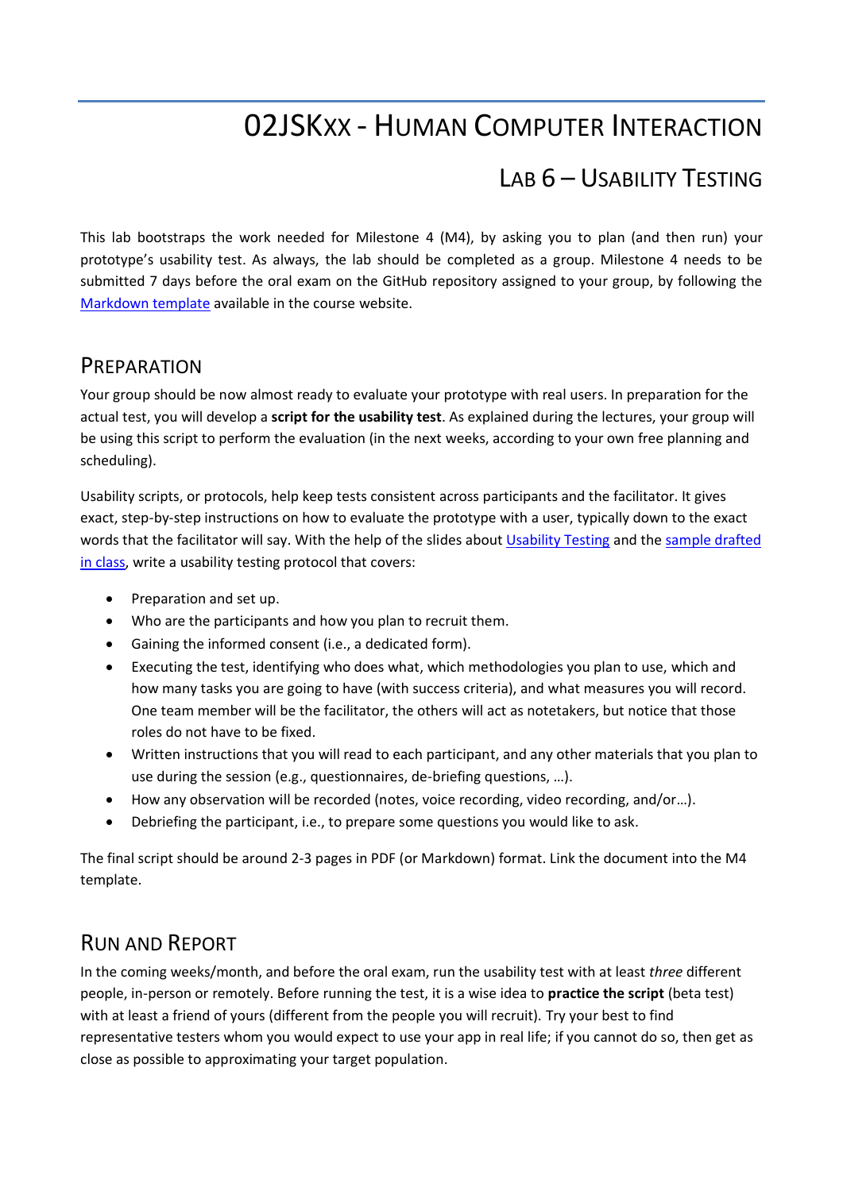# 02JSKxx - Human Computer Interaction

## Lab 6 – Usability Testing

This lab bootstraps the work needed for Milestone 4 (M4), by asking you to plan (and then run) your prototype's usability test. As always, the lab should be completed as a group. Milestone 4 needs to be submitted 7 days before the oral exam on the GitHub repository assigned to your group, by following the Markdown template available in the course website.

## Preparation

Your group should be now almost ready to evaluate your prototype with real users. In preparation for the actual test, you will develop a **script for the usability test**. As explained during the lectures, your group will be using this script to perform the evaluation (in the next weeks, according to your own free planning and scheduling).

Usability scripts, or protocols, help keep tests consistent across participants and the facilitator. It gives exact, step-by-step instructions on how to evaluate the prototype with a user, typically down to the exact words that the facilitator will say. With the help of the slides about Usability Testing and the sample drafted in class, write a usability testing protocol that covers:

- Preparation and set up.
- Who are the participants and how you plan to recruit them.
- Gaining the informed consent (i.e., a dedicated form).
- Executing the test, identifying who does what, which methodologies you plan to use, which and how many tasks you are going to have (with success criteria), and what measures you will record. One team member will be the facilitator, the others will act as notetakers, but notice that those roles do not have to be fixed.
- Written instructions that you will read to each participant, and any other materials that you plan to use during the session (e.g., questionnaires, de-briefing questions, …).
- How any observation will be recorded (notes, voice recording, video recording, and/or…).
- Debriefing the participant, i.e., to prepare some questions you would like to ask.

The final script should be around 2-3 pages in PDF (or Markdown) format. Link the document into the M4 template.

## Run and Report

In the coming weeks/month, and before the oral exam, run the usability test with at least *three* different people, in-person or remotely. Before running the test, it is a wise idea to **practice the script** (beta test) with at least a friend of yours (different from the people you will recruit). Try your best to find representative testers whom you would expect to use your app in real life; if you cannot do so, then get as close as possible to approximating your target population.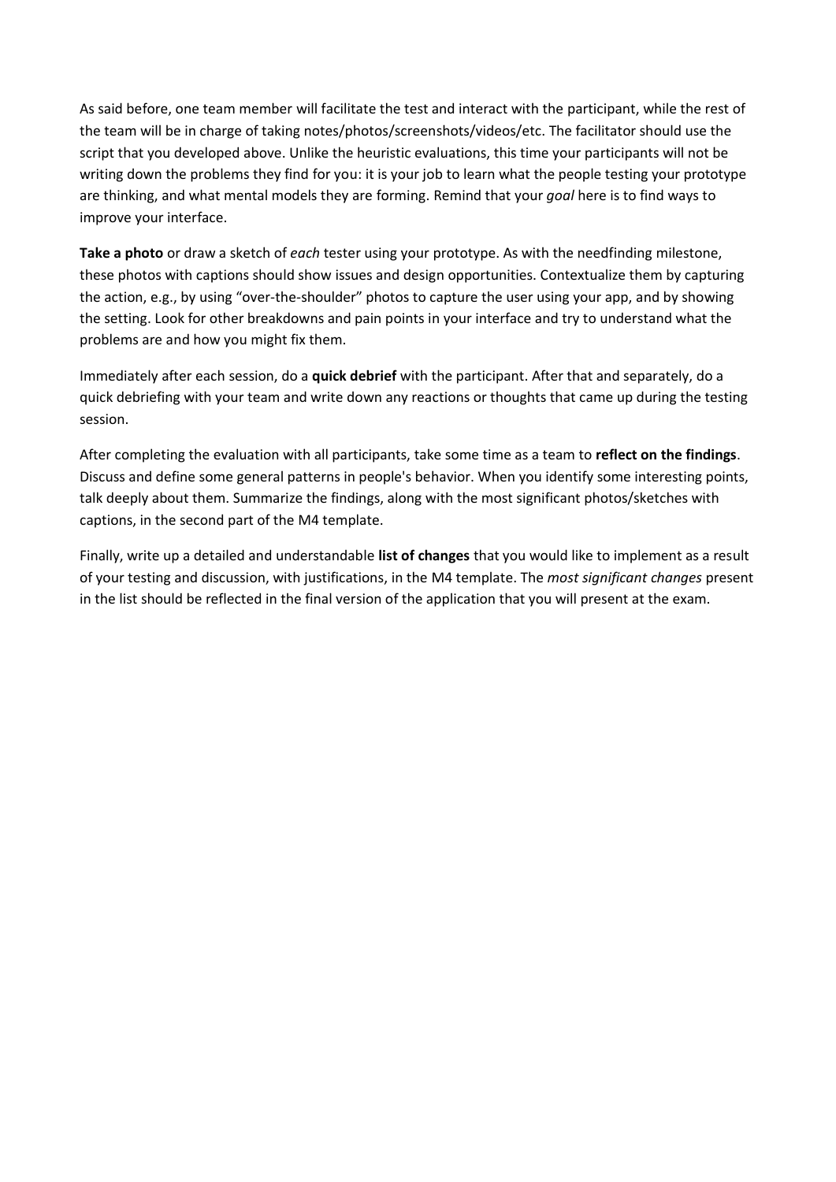As said before, one team member will facilitate the test and interact with the participant, while the rest of the team will be in charge of taking notes/photos/screenshots/videos/etc. The facilitator should use the script that you developed above. Unlike the heuristic evaluations, this time your participants will not be writing down the problems they find for you: it is your job to learn what the people testing your prototype are thinking, and what mental models they are forming. Remind that your *goal* here is to find ways to improve your interface.

**Take a photo** or draw a sketch of *each* tester using your prototype. As with the needfinding milestone, these photos with captions should show issues and design opportunities. Contextualize them by capturing the action, e.g., by using "over-the-shoulder" photos to capture the user using your app, and by showing the setting. Look for other breakdowns and pain points in your interface and try to understand what the problems are and how you might fix them.

Immediately after each session, do a **quick debrief** with the participant. After that and separately, do a quick debriefing with your team and write down any reactions or thoughts that came up during the testing session.

After completing the evaluation with all participants, take some time as a team to **reflect on the findings**. Discuss and define some general patterns in people's behavior. When you identify some interesting points, talk deeply about them. Summarize the findings, along with the most significant photos/sketches with captions, in the second part of the M4 template.

Finally, write up a detailed and understandable **list of changes** that you would like to implement as a result of your testing and discussion, with justifications, in the M4 template. The *most significant changes* present in the list should be reflected in the final version of the application that you will present at the exam.